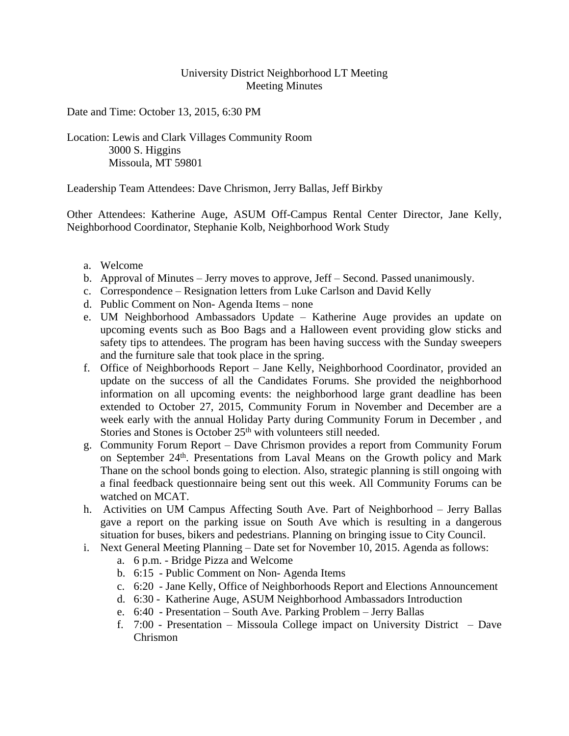University District Neighborhood LT Meeting
Meeting Minutes

Date and Time: October 13, 2015, 6:30 PM

Location: Lewis and Clark Villages Community Room
3000 S. Higgins
Missoula, MT 59801

Leadership Team Attendees: Dave Chrismon, Jerry Ballas, Jeff Birkby

Other Attendees: Katherine Auge, ASUM Off-Campus Rental Center Director, Jane Kelly, Neighborhood Coordinator, Stephanie Kolb, Neighborhood Work Study

a. Welcome
b. Approval of Minutes – Jerry moves to approve, Jeff – Second. Passed unanimously.
c. Correspondence – Resignation letters from Luke Carlson and David Kelly
d. Public Comment on Non- Agenda Items – none
e. UM Neighborhood Ambassadors Update – Katherine Auge provides an update on upcoming events such as Boo Bags and a Halloween event providing glow sticks and safety tips to attendees. The program has been having success with the Sunday sweepers and the furniture sale that took place in the spring.
f. Office of Neighborhoods Report – Jane Kelly, Neighborhood Coordinator, provided an update on the success of all the Candidates Forums. She provided the neighborhood information on all upcoming events: the neighborhood large grant deadline has been extended to October 27, 2015, Community Forum in November and December are a week early with the annual Holiday Party during Community Forum in December , and Stories and Stones is October 25th with volunteers still needed.
g. Community Forum Report – Dave Chrismon provides a report from Community Forum on September 24th. Presentations from Laval Means on the Growth policy and Mark Thane on the school bonds going to election. Also, strategic planning is still ongoing with a final feedback questionnaire being sent out this week. All Community Forums can be watched on MCAT.
h. Activities on UM Campus Affecting South Ave. Part of Neighborhood – Jerry Ballas gave a report on the parking issue on South Ave which is resulting in a dangerous situation for buses, bikers and pedestrians. Planning on bringing issue to City Council.
i. Next General Meeting Planning – Date set for November 10, 2015. Agenda as follows:
    a. 6 p.m. - Bridge Pizza and Welcome
    b. 6:15 - Public Comment on Non- Agenda Items
    c. 6:20 - Jane Kelly, Office of Neighborhoods Report and Elections Announcement
    d. 6:30 - Katherine Auge, ASUM Neighborhood Ambassadors Introduction
    e. 6:40 - Presentation – South Ave. Parking Problem – Jerry Ballas
    f. 7:00 - Presentation – Missoula College impact on University District – Dave Chrismon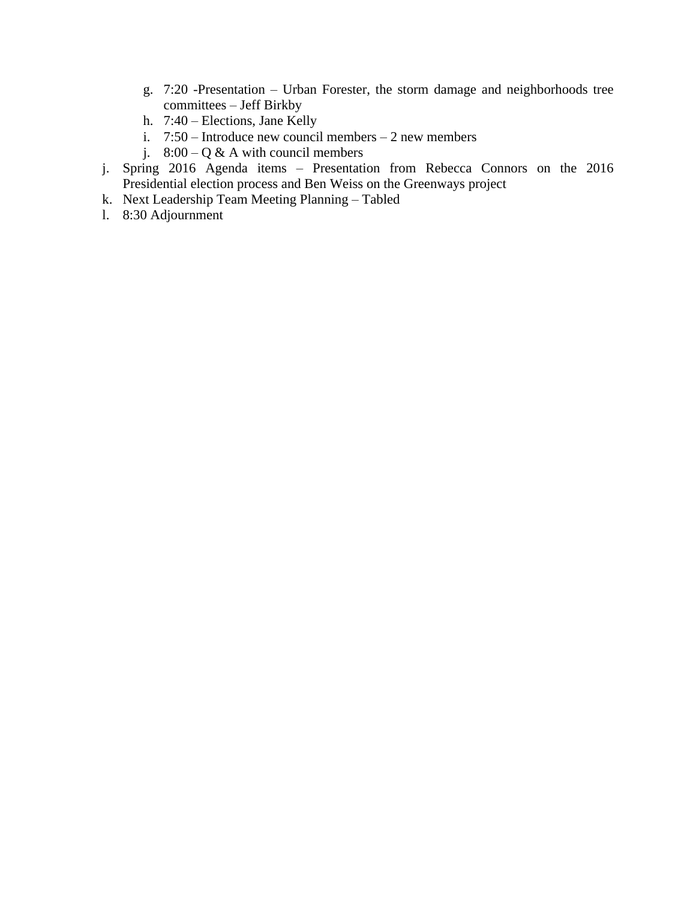g. 7:20 -Presentation – Urban Forester, the storm damage and neighborhoods tree committees – Jeff Birkby
   h. 7:40 – Elections, Jane Kelly
   i. 7:50 – Introduce new council members – 2 new members
   j. 8:00 – Q & A with council members

j. Spring 2016 Agenda items – Presentation from Rebecca Connors on the 2016 Presidential election process and Ben Weiss on the Greenways project
k. Next Leadership Team Meeting Planning – Tabled
l. 8:30 Adjournment